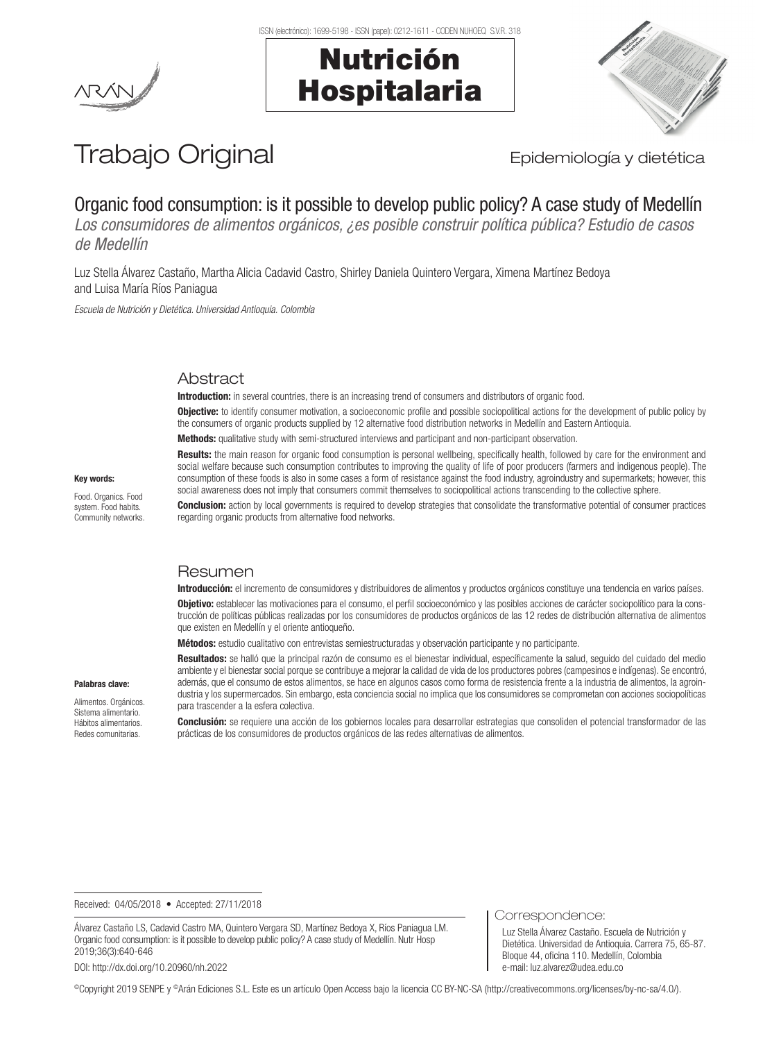# Trabajo Original

Epidemiología y dietética

## Organic food consumption: is it possible to develop public policy? A case study of Medellín

*Los consumidores de alimentos orgánicos, ¿es posible construir política pública? Estudio de casos de Medellín*

Luz Stella Álvarez Castaño, Martha Alicia Cadavid Castro, Shirley Daniela Quintero Vergara, Ximena Martínez Bedoya and Luisa María Ríos Paniagua

*Escuela de Nutrición y Dietética. Universidad Antioquia. Colombia*

### Abstract

**Introduction:** in several countries, there is an increasing trend of consumers and distributors of organic food.

**Objective:** to identify consumer motivation, a socioeconomic profile and possible sociopolitical actions for the development of public policy by the consumers of organic products supplied by 12 alternative food distribution networks in Medellín and Eastern Antioquia.

**Methods:** qualitative study with semi-structured interviews and participant and non-participant observation.

**Results:** the main reason for organic food consumption is personal wellbeing, specifically health, followed by care for the environment and social welfare because such consumption contributes to improving the quality of life of poor producers (farmers and indigenous people). The consumption of these foods is also in some cases a form of resistance against the food industry, agroindustry and supermarkets; however, this social awareness does not imply that consumers commit themselves to sociopolitical actions transcending to the collective sphere.

**Conclusion:** action by local governments is required to develop strategies that consolidate the transformative potential of consumer practices regarding organic products from alternative food networks.

**Key words:**

Food. Organics. Food system. Food habits. Community networks.

### Resumen

**Introducción:** el incremento de consumidores y distribuidores de alimentos y productos orgánicos constituye una tendencia en varios países.

**Objetivo:** establecer las motivaciones para el consumo, el perfil socioeconómico y las posibles acciones de carácter sociopolítico para la construcción de políticas públicas realizadas por los consumidores de productos orgánicos de las 12 redes de distribución alternativa de alimentos que existen en Medellín y el oriente antioqueño.

**Métodos:** estudio cualitativo con entrevistas semiestructuradas y observación participante y no participante.

**Resultados:** se halló que la principal razón de consumo es el bienestar individual, específicamente la salud, seguido del cuidado del medio ambiente y el bienestar social porque se contribuye a mejorar la calidad de vida de los productores pobres (campesinos e indígenas). Se encontró, además, que el consumo de estos alimentos, se hace en algunos casos como forma de resistencia frente a la industria de alimentos, la agroindustria y los supermercados. Sin embargo, esta conciencia social no implica que los consumidores se comprometan con acciones sociopolíticas para trascender a la esfera colectiva.

**Conclusión:** se requiere una acción de los gobiernos locales para desarrollar estrategias que consoliden el potencial transformador de las prácticas de los consumidores de productos orgánicos de las redes alternativas de alimentos.

**Palabras clave:**

Alimentos. Orgánicos. Sistema alimentario. Hábitos alimentarios. Redes comunitarias.

Received: 04/05/2018 • Accepted: 27/11/2018

Álvarez Castaño LS, Cadavid Castro MA, Quintero Vergara SD, Martínez Bedoya X, Ríos Paniagua LM. Organic food consumption: is it possible to develop public policy? A case study of Medellín. Nutr Hosp 2019;36(3):640-646

DOI: http://dx.doi.org/10.20960/nh.2022

**Correspondence:**

Luz Stella Álvarez Castaño. Escuela de Nutrición y Dietética. Universidad de Antioquia. Carrera 75, 65-87. Bloque 44, oficina 110. Medellín, Colombia
e-mail: luz.alvarez@udea.edu.co

©Copyright 2019 SENPE y ©Arán Ediciones S.L. Este es un artículo Open Access bajo la licencia CC BY-NC-SA (http://creativecommons.org/licenses/by-nc-sa/4.0/).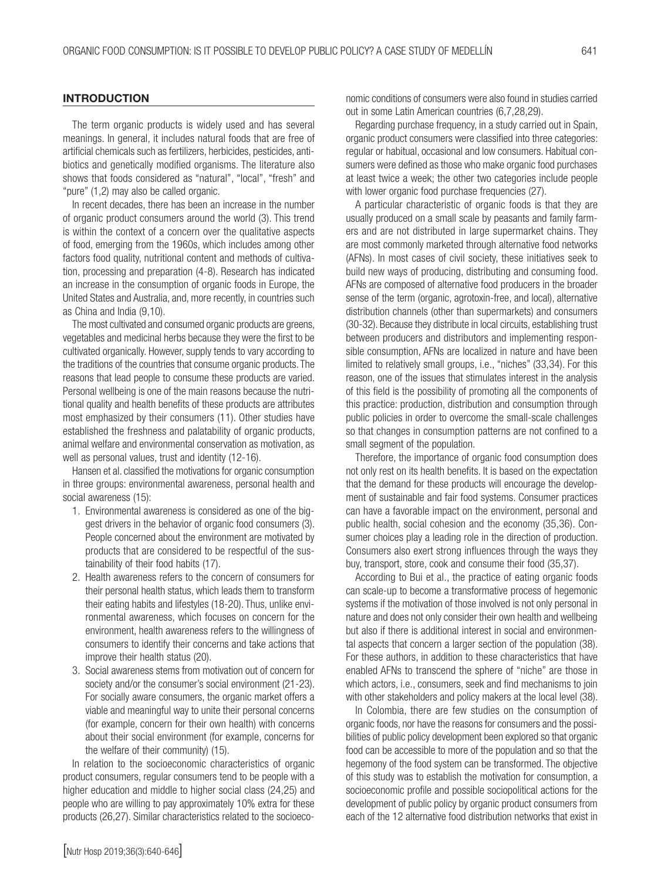## INTRODUCTION

The term organic products is widely used and has several meanings. In general, it includes natural foods that are free of artificial chemicals such as fertilizers, herbicides, pesticides, antibiotics and genetically modified organisms. The literature also shows that foods considered as "natural", "local", "fresh" and "pure" (1,2) may also be called organic.

In recent decades, there has been an increase in the number of organic product consumers around the world (3). This trend is within the context of a concern over the qualitative aspects of food, emerging from the 1960s, which includes among other factors food quality, nutritional content and methods of cultivation, processing and preparation (4-8). Research has indicated an increase in the consumption of organic foods in Europe, the United States and Australia, and, more recently, in countries such as China and India (9,10).

The most cultivated and consumed organic products are greens, vegetables and medicinal herbs because they were the first to be cultivated organically. However, supply tends to vary according to the traditions of the countries that consume organic products. The reasons that lead people to consume these products are varied. Personal wellbeing is one of the main reasons because the nutritional quality and health benefits of these products are attributes most emphasized by their consumers (11). Other studies have established the freshness and palatability of organic products, animal welfare and environmental conservation as motivation, as well as personal values, trust and identity (12-16).

Hansen et al. classified the motivations for organic consumption in three groups: environmental awareness, personal health and social awareness (15):

1. Environmental awareness is considered as one of the biggest drivers in the behavior of organic food consumers (3). People concerned about the environment are motivated by products that are considered to be respectful of the sustainability of their food habits (17).
2. Health awareness refers to the concern of consumers for their personal health status, which leads them to transform their eating habits and lifestyles (18-20). Thus, unlike environmental awareness, which focuses on concern for the environment, health awareness refers to the willingness of consumers to identify their concerns and take actions that improve their health status (20).
3. Social awareness stems from motivation out of concern for society and/or the consumer's social environment (21-23). For socially aware consumers, the organic market offers a viable and meaningful way to unite their personal concerns (for example, concern for their own health) with concerns about their social environment (for example, concerns for the welfare of their community) (15).

In relation to the socioeconomic characteristics of organic product consumers, regular consumers tend to be people with a higher education and middle to higher social class (24,25) and people who are willing to pay approximately 10% extra for these products (26,27). Similar characteristics related to the socioeconomic conditions of consumers were also found in studies carried out in some Latin American countries (6,7,28,29).

Regarding purchase frequency, in a study carried out in Spain, organic product consumers were classified into three categories: regular or habitual, occasional and low consumers. Habitual consumers were defined as those who make organic food purchases at least twice a week; the other two categories include people with lower organic food purchase frequencies (27).

A particular characteristic of organic foods is that they are usually produced on a small scale by peasants and family farmers and are not distributed in large supermarket chains. They are most commonly marketed through alternative food networks (AFNs). In most cases of civil society, these initiatives seek to build new ways of producing, distributing and consuming food. AFNs are composed of alternative food producers in the broader sense of the term (organic, agrotoxin-free, and local), alternative distribution channels (other than supermarkets) and consumers (30-32). Because they distribute in local circuits, establishing trust between producers and distributors and implementing responsible consumption, AFNs are localized in nature and have been limited to relatively small groups, i.e., "niches" (33,34). For this reason, one of the issues that stimulates interest in the analysis of this field is the possibility of promoting all the components of this practice: production, distribution and consumption through public policies in order to overcome the small-scale challenges so that changes in consumption patterns are not confined to a small segment of the population.

Therefore, the importance of organic food consumption does not only rest on its health benefits. It is based on the expectation that the demand for these products will encourage the development of sustainable and fair food systems. Consumer practices can have a favorable impact on the environment, personal and public health, social cohesion and the economy (35,36). Consumer choices play a leading role in the direction of production. Consumers also exert strong influences through the ways they buy, transport, store, cook and consume their food (35,37).

According to Bui et al., the practice of eating organic foods can scale-up to become a transformative process of hegemonic systems if the motivation of those involved is not only personal in nature and does not only consider their own health and wellbeing but also if there is additional interest in social and environmental aspects that concern a larger section of the population (38). For these authors, in addition to these characteristics that have enabled AFNs to transcend the sphere of "niche" are those in which actors, i.e., consumers, seek and find mechanisms to join with other stakeholders and policy makers at the local level (38).

In Colombia, there are few studies on the consumption of organic foods, nor have the reasons for consumers and the possibilities of public policy development been explored so that organic food can be accessible to more of the population and so that the hegemony of the food system can be transformed. The objective of this study was to establish the motivation for consumption, a socioeconomic profile and possible sociopolitical actions for the development of public policy by organic product consumers from each of the 12 alternative food distribution networks that exist in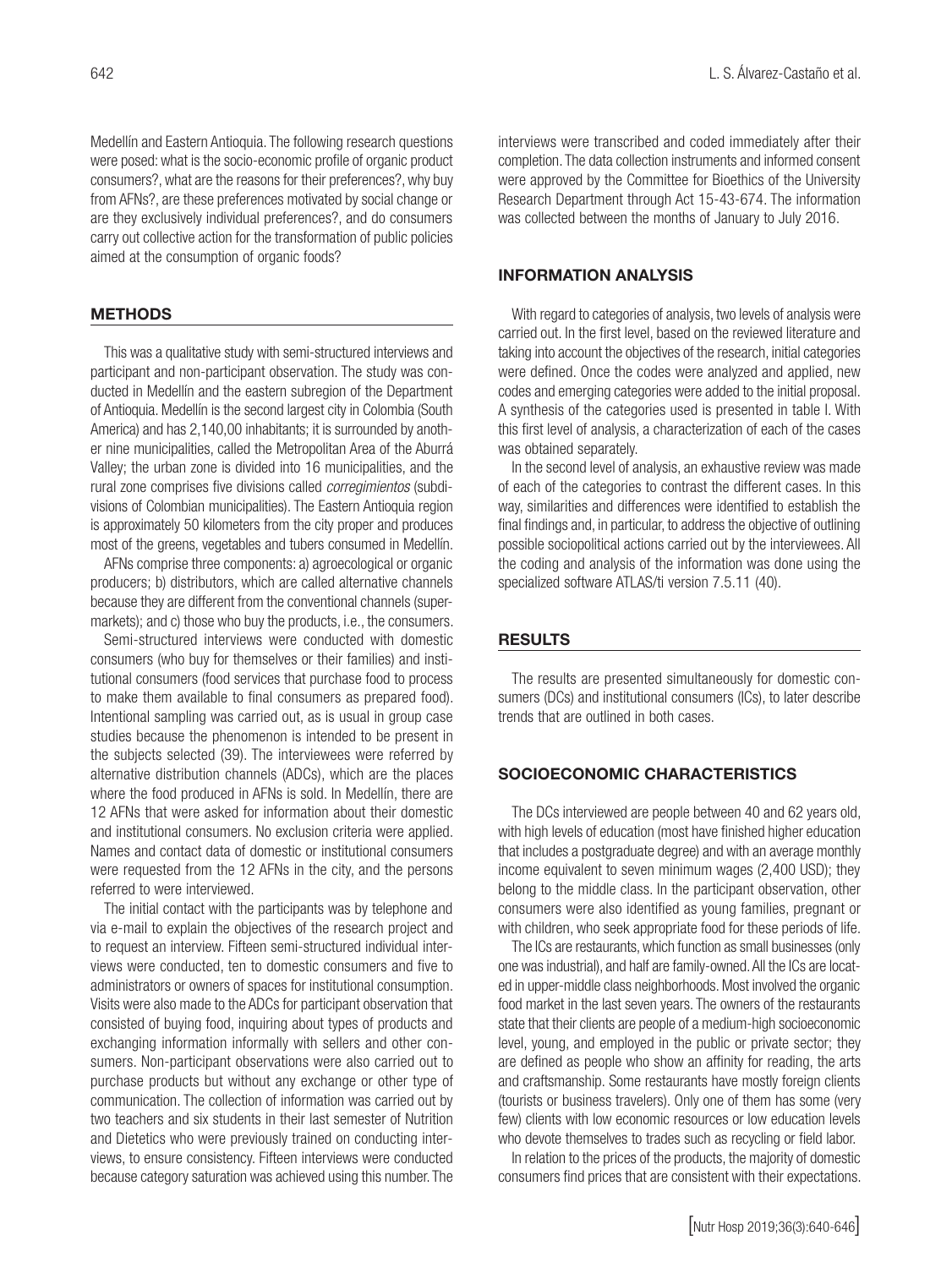Medellín and Eastern Antioquia. The following research questions were posed: what is the socio-economic profile of organic product consumers?, what are the reasons for their preferences?, why buy from AFNs?, are these preferences motivated by social change or are they exclusively individual preferences?, and do consumers carry out collective action for the transformation of public policies aimed at the consumption of organic foods?

## METHODS

This was a qualitative study with semi-structured interviews and participant and non-participant observation. The study was conducted in Medellín and the eastern subregion of the Department of Antioquia. Medellín is the second largest city in Colombia (South America) and has 2,140,00 inhabitants; it is surrounded by another nine municipalities, called the Metropolitan Area of the Aburrá Valley; the urban zone is divided into 16 municipalities, and the rural zone comprises five divisions called *corregimientos* (subdivisions of Colombian municipalities). The Eastern Antioquia region is approximately 50 kilometers from the city proper and produces most of the greens, vegetables and tubers consumed in Medellín.

AFNs comprise three components: a) agroecological or organic producers; b) distributors, which are called alternative channels because they are different from the conventional channels (supermarkets); and c) those who buy the products, i.e., the consumers.

Semi-structured interviews were conducted with domestic consumers (who buy for themselves or their families) and institutional consumers (food services that purchase food to process to make them available to final consumers as prepared food). Intentional sampling was carried out, as is usual in group case studies because the phenomenon is intended to be present in the subjects selected (39). The interviewees were referred by alternative distribution channels (ADCs), which are the places where the food produced in AFNs is sold. In Medellín, there are 12 AFNs that were asked for information about their domestic and institutional consumers. No exclusion criteria were applied. Names and contact data of domestic or institutional consumers were requested from the 12 AFNs in the city, and the persons referred to were interviewed.

The initial contact with the participants was by telephone and via e-mail to explain the objectives of the research project and to request an interview. Fifteen semi-structured individual interviews were conducted, ten to domestic consumers and five to administrators or owners of spaces for institutional consumption. Visits were also made to the ADCs for participant observation that consisted of buying food, inquiring about types of products and exchanging information informally with sellers and other consumers. Non-participant observations were also carried out to purchase products but without any exchange or other type of communication. The collection of information was carried out by two teachers and six students in their last semester of Nutrition and Dietetics who were previously trained on conducting interviews, to ensure consistency. Fifteen interviews were conducted because category saturation was achieved using this number. The interviews were transcribed and coded immediately after their completion. The data collection instruments and informed consent were approved by the Committee for Bioethics of the University Research Department through Act 15-43-674. The information was collected between the months of January to July 2016.

## INFORMATION ANALYSIS

With regard to categories of analysis, two levels of analysis were carried out. In the first level, based on the reviewed literature and taking into account the objectives of the research, initial categories were defined. Once the codes were analyzed and applied, new codes and emerging categories were added to the initial proposal. A synthesis of the categories used is presented in table I. With this first level of analysis, a characterization of each of the cases was obtained separately.

In the second level of analysis, an exhaustive review was made of each of the categories to contrast the different cases. In this way, similarities and differences were identified to establish the final findings and, in particular, to address the objective of outlining possible sociopolitical actions carried out by the interviewees. All the coding and analysis of the information was done using the specialized software ATLAS/ti version 7.5.11 (40).

## RESULTS

The results are presented simultaneously for domestic consumers (DCs) and institutional consumers (ICs), to later describe trends that are outlined in both cases.

## SOCIOECONOMIC CHARACTERISTICS

The DCs interviewed are people between 40 and 62 years old, with high levels of education (most have finished higher education that includes a postgraduate degree) and with an average monthly income equivalent to seven minimum wages (2,400 USD); they belong to the middle class. In the participant observation, other consumers were also identified as young families, pregnant or with children, who seek appropriate food for these periods of life.

The ICs are restaurants, which function as small businesses (only one was industrial), and half are family-owned. All the ICs are located in upper-middle class neighborhoods. Most involved the organic food market in the last seven years. The owners of the restaurants state that their clients are people of a medium-high socioeconomic level, young, and employed in the public or private sector; they are defined as people who show an affinity for reading, the arts and craftsmanship. Some restaurants have mostly foreign clients (tourists or business travelers). Only one of them has some (very few) clients with low economic resources or low education levels who devote themselves to trades such as recycling or field labor.

In relation to the prices of the products, the majority of domestic consumers find prices that are consistent with their expectations.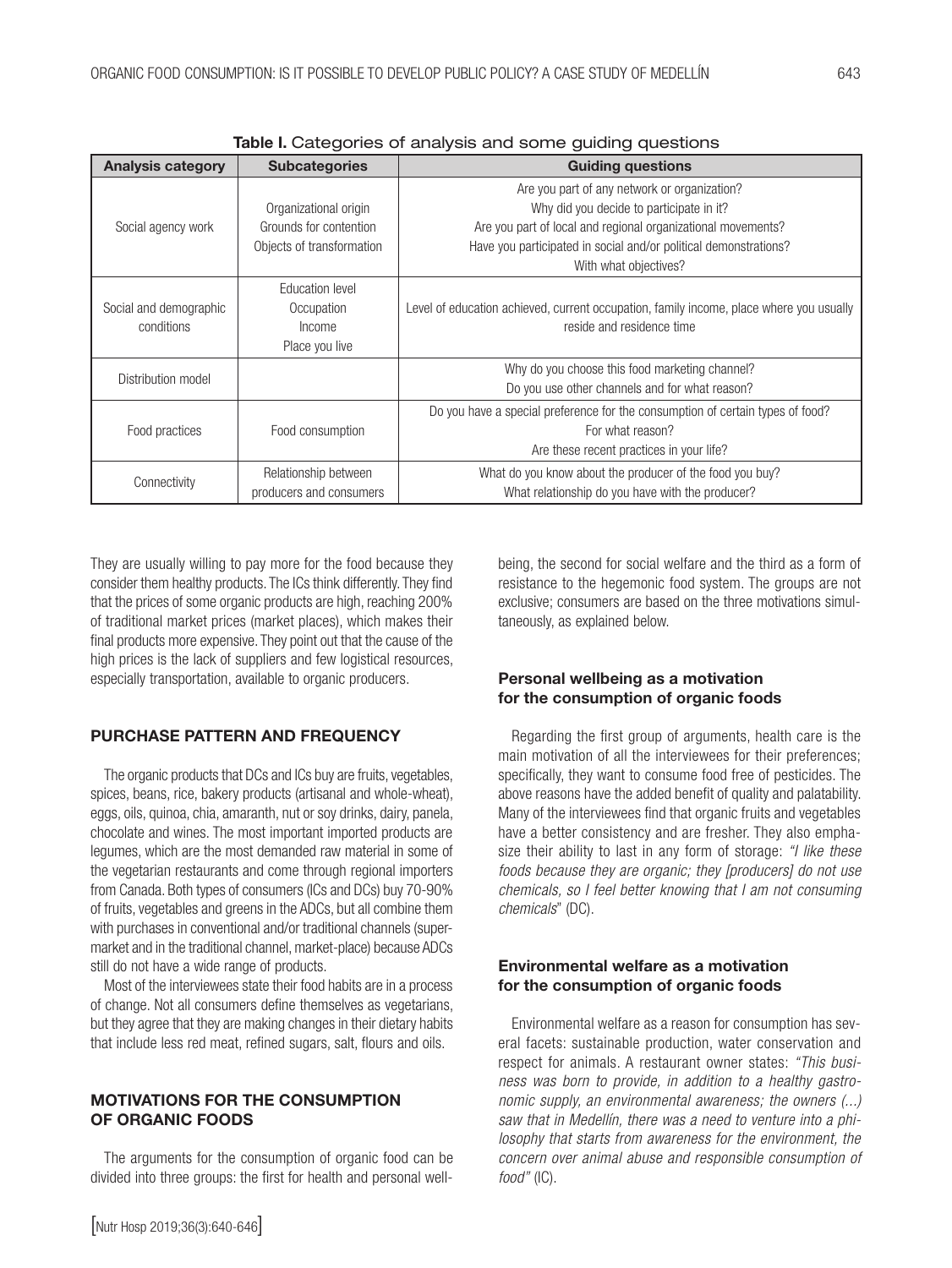**Table I.** Categories of analysis and some guiding questions

| Analysis category | Subcategories | Guiding questions |
|---|---|---|
| Social agency work | Organizational origin<br>Grounds for contention<br>Objects of transformation | Are you part of any network or organization?<br>Why did you decide to participate in it?<br>Are you part of local and regional organizational movements?<br>Have you participated in social and/or political demonstrations?<br>With what objectives? |
| Social and demographic conditions | Education level<br>Occupation<br>Income<br>Place you live | Level of education achieved, current occupation, family income, place where you usually reside and residence time |
| Distribution model | | Why do you choose this food marketing channel?<br>Do you use other channels and for what reason? |
| Food practices | Food consumption | Do you have a special preference for the consumption of certain types of food?<br>For what reason?<br>Are these recent practices in your life? |
| Connectivity | Relationship between producers and consumers | What do you know about the producer of the food you buy?<br>What relationship do you have with the producer? |

They are usually willing to pay more for the food because they consider them healthy products. The ICs think differently. They find that the prices of some organic products are high, reaching 200% of traditional market prices (market places), which makes their final products more expensive. They point out that the cause of the high prices is the lack of suppliers and few logistical resources, especially transportation, available to organic producers.

## PURCHASE PATTERN AND FREQUENCY

The organic products that DCs and ICs buy are fruits, vegetables, spices, beans, rice, bakery products (artisanal and whole-wheat), eggs, oils, quinoa, chia, amaranth, nut or soy drinks, dairy, panela, chocolate and wines. The most important imported products are legumes, which are the most demanded raw material in some of the vegetarian restaurants and come through regional importers from Canada. Both types of consumers (ICs and DCs) buy 70-90% of fruits, vegetables and greens in the ADCs, but all combine them with purchases in conventional and/or traditional channels (supermarket and in the traditional channel, market-place) because ADCs still do not have a wide range of products.

Most of the interviewees state their food habits are in a process of change. Not all consumers define themselves as vegetarians, but they agree that they are making changes in their dietary habits that include less red meat, refined sugars, salt, flours and oils.

## MOTIVATIONS FOR THE CONSUMPTION OF ORGANIC FOODS

The arguments for the consumption of organic food can be divided into three groups: the first for health and personal wellbeing, the second for social welfare and the third as a form of resistance to the hegemonic food system. The groups are not exclusive; consumers are based on the three motivations simultaneously, as explained below.

### Personal wellbeing as a motivation for the consumption of organic foods

Regarding the first group of arguments, health care is the main motivation of all the interviewees for their preferences; specifically, they want to consume food free of pesticides. The above reasons have the added benefit of quality and palatability. Many of the interviewees find that organic fruits and vegetables have a better consistency and are fresher. They also emphasize their ability to last in any form of storage: *"I like these foods because they are organic; they [producers] do not use chemicals, so I feel better knowing that I am not consuming chemicals*" (DC).

### Environmental welfare as a motivation for the consumption of organic foods

Environmental welfare as a reason for consumption has several facets: sustainable production, water conservation and respect for animals. A restaurant owner states: *"This business was born to provide, in addition to a healthy gastronomic supply, an environmental awareness; the owners (...) saw that in Medellín, there was a need to venture into a philosophy that starts from awareness for the environment, the concern over animal abuse and responsible consumption of food"* (IC).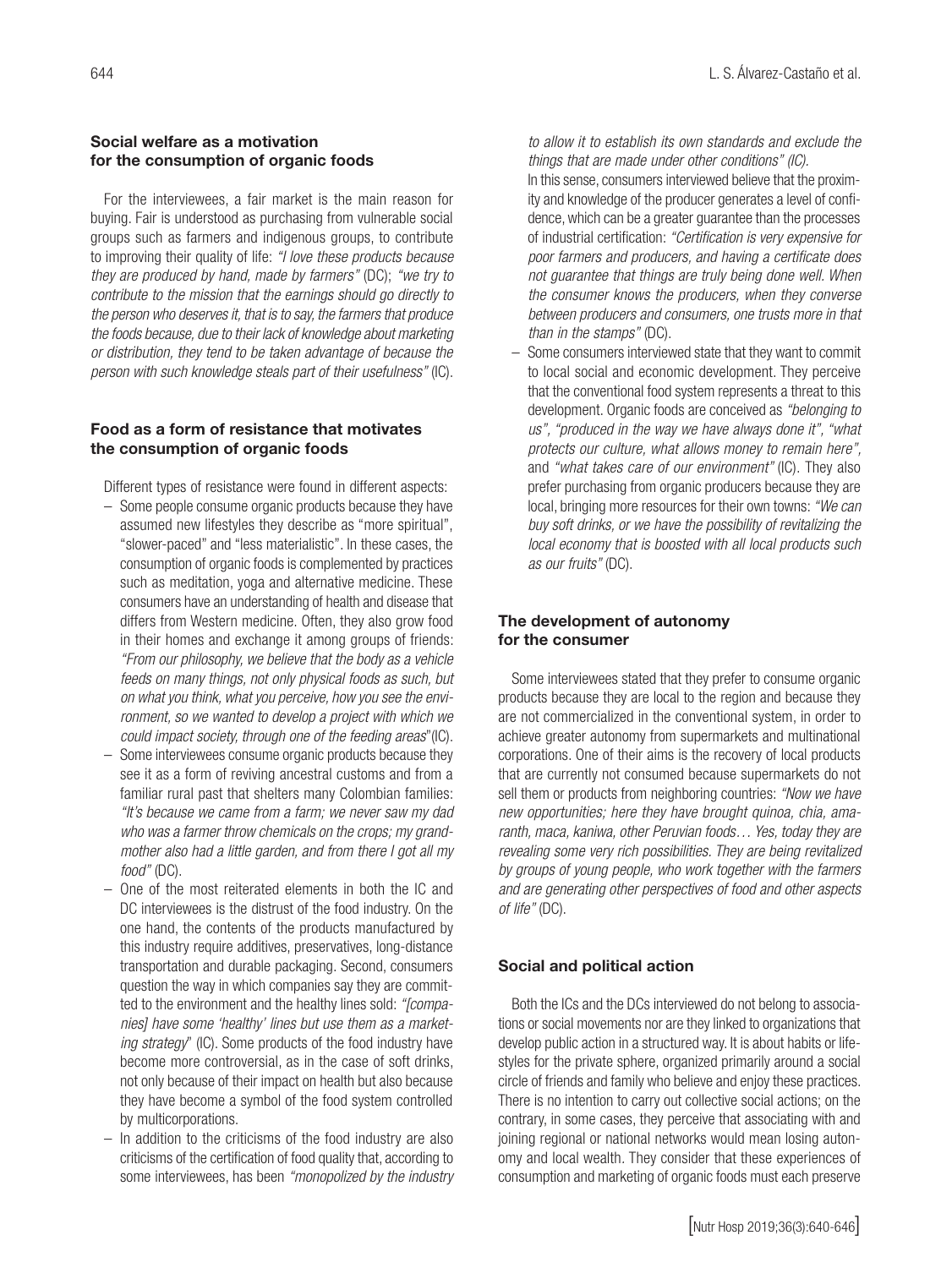### Social welfare as a motivation for the consumption of organic foods

For the interviewees, a fair market is the main reason for buying. Fair is understood as purchasing from vulnerable social groups such as farmers and indigenous groups, to contribute to improving their quality of life: *"I love these products because they are produced by hand, made by farmers"* (DC); *"we try to contribute to the mission that the earnings should go directly to the person who deserves it, that is to say, the farmers that produce the foods because, due to their lack of knowledge about marketing or distribution, they tend to be taken advantage of because the person with such knowledge steals part of their usefulness"* (IC).

### Food as a form of resistance that motivates the consumption of organic foods

Different types of resistance were found in different aspects:

- Some people consume organic products because they have assumed new lifestyles they describe as "more spiritual", "slower-paced" and "less materialistic". In these cases, the consumption of organic foods is complemented by practices such as meditation, yoga and alternative medicine. These consumers have an understanding of health and disease that differs from Western medicine. Often, they also grow food in their homes and exchange it among groups of friends: *"From our philosophy, we believe that the body as a vehicle feeds on many things, not only physical foods as such, but on what you think, what you perceive, how you see the environment, so we wanted to develop a project with which we could impact society, through one of the feeding areas"*(IC).
- Some interviewees consume organic products because they see it as a form of reviving ancestral customs and from a familiar rural past that shelters many Colombian families: *"It's because we came from a farm; we never saw my dad who was a farmer throw chemicals on the crops; my grandmother also had a little garden, and from there I got all my food"* (DC).
- One of the most reiterated elements in both the IC and DC interviewees is the distrust of the food industry. On the one hand, the contents of the products manufactured by this industry require additives, preservatives, long-distance transportation and durable packaging. Second, consumers question the way in which companies say they are committed to the environment and the healthy lines sold: *"[companies] have some 'healthy' lines but use them as a marketing strategy"* (IC). Some products of the food industry have become more controversial, as in the case of soft drinks, not only because of their impact on health but also because they have become a symbol of the food system controlled by multicorporations.
- In addition to the criticisms of the food industry are also criticisms of the certification of food quality that, according to some interviewees, has been *"monopolized by the industry to allow it to establish its own standards and exclude the things that are made under other conditions" (IC).*

  In this sense, consumers interviewed believe that the proximity and knowledge of the producer generates a level of confidence, which can be a greater guarantee than the processes of industrial certification: *"Certification is very expensive for poor farmers and producers, and having a certificate does not guarantee that things are truly being done well. When the consumer knows the producers, when they converse between producers and consumers, one trusts more in that than in the stamps"* (DC).
- Some consumers interviewed state that they want to commit to local social and economic development. They perceive that the conventional food system represents a threat to this development. Organic foods are conceived as *"belonging to us"*, *"produced in the way we have always done it"*, *"what protects our culture, what allows money to remain here"*, and *"what takes care of our environment"* (IC). They also prefer purchasing from organic producers because they are local, bringing more resources for their own towns: *"We can buy soft drinks, or we have the possibility of revitalizing the local economy that is boosted with all local products such as our fruits"* (DC).

### The development of autonomy for the consumer

Some interviewees stated that they prefer to consume organic products because they are local to the region and because they are not commercialized in the conventional system, in order to achieve greater autonomy from supermarkets and multinational corporations. One of their aims is the recovery of local products that are currently not consumed because supermarkets do not sell them or products from neighboring countries: *"Now we have new opportunities; here they have brought quinoa, chia, amaranth, maca, kaniwa, other Peruvian foods… Yes, today they are revealing some very rich possibilities. They are being revitalized by groups of young people, who work together with the farmers and are generating other perspectives of food and other aspects of life"* (DC).

### Social and political action

Both the ICs and the DCs interviewed do not belong to associations or social movements nor are they linked to organizations that develop public action in a structured way. It is about habits or lifestyles for the private sphere, organized primarily around a social circle of friends and family who believe and enjoy these practices. There is no intention to carry out collective social actions; on the contrary, in some cases, they perceive that associating with and joining regional or national networks would mean losing autonomy and local wealth. They consider that these experiences of consumption and marketing of organic foods must each preserve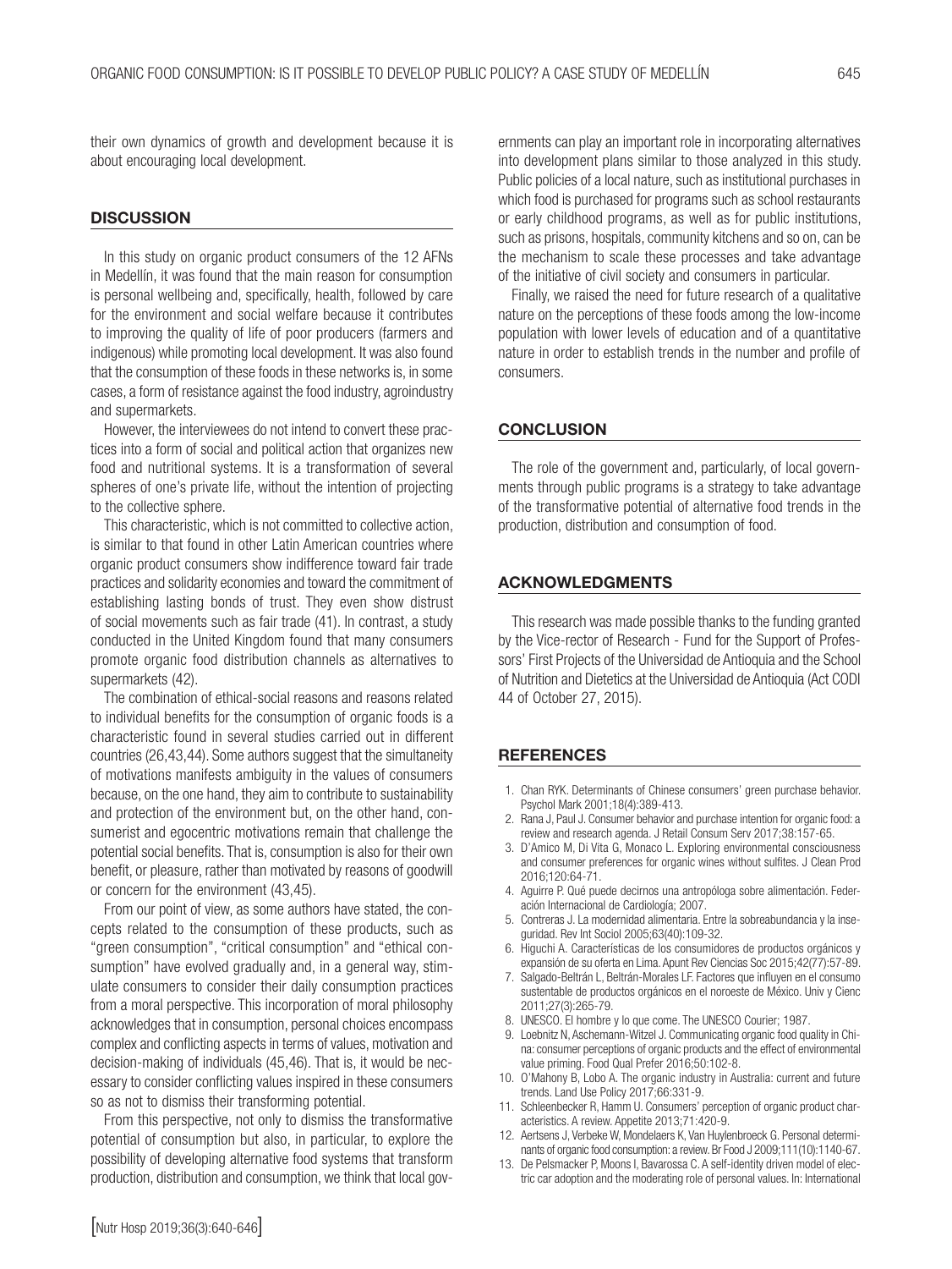their own dynamics of growth and development because it is about encouraging local development.

## DISCUSSION

In this study on organic product consumers of the 12 AFNs in Medellín, it was found that the main reason for consumption is personal wellbeing and, specifically, health, followed by care for the environment and social welfare because it contributes to improving the quality of life of poor producers (farmers and indigenous) while promoting local development. It was also found that the consumption of these foods in these networks is, in some cases, a form of resistance against the food industry, agroindustry and supermarkets.

However, the interviewees do not intend to convert these practices into a form of social and political action that organizes new food and nutritional systems. It is a transformation of several spheres of one's private life, without the intention of projecting to the collective sphere.

This characteristic, which is not committed to collective action, is similar to that found in other Latin American countries where organic product consumers show indifference toward fair trade practices and solidarity economies and toward the commitment of establishing lasting bonds of trust. They even show distrust of social movements such as fair trade (41). In contrast, a study conducted in the United Kingdom found that many consumers promote organic food distribution channels as alternatives to supermarkets (42).

The combination of ethical-social reasons and reasons related to individual benefits for the consumption of organic foods is a characteristic found in several studies carried out in different countries (26,43,44). Some authors suggest that the simultaneity of motivations manifests ambiguity in the values of consumers because, on the one hand, they aim to contribute to sustainability and protection of the environment but, on the other hand, consumerist and egocentric motivations remain that challenge the potential social benefits. That is, consumption is also for their own benefit, or pleasure, rather than motivated by reasons of goodwill or concern for the environment (43,45).

From our point of view, as some authors have stated, the concepts related to the consumption of these products, such as "green consumption", "critical consumption" and "ethical consumption" have evolved gradually and, in a general way, stimulate consumers to consider their daily consumption practices from a moral perspective. This incorporation of moral philosophy acknowledges that in consumption, personal choices encompass complex and conflicting aspects in terms of values, motivation and decision-making of individuals (45,46). That is, it would be necessary to consider conflicting values inspired in these consumers so as not to dismiss their transforming potential.

From this perspective, not only to dismiss the transformative potential of consumption but also, in particular, to explore the possibility of developing alternative food systems that transform production, distribution and consumption, we think that local governments can play an important role in incorporating alternatives into development plans similar to those analyzed in this study. Public policies of a local nature, such as institutional purchases in which food is purchased for programs such as school restaurants or early childhood programs, as well as for public institutions, such as prisons, hospitals, community kitchens and so on, can be the mechanism to scale these processes and take advantage of the initiative of civil society and consumers in particular.

Finally, we raised the need for future research of a qualitative nature on the perceptions of these foods among the low-income population with lower levels of education and of a quantitative nature in order to establish trends in the number and profile of consumers.

## CONCLUSION

The role of the government and, particularly, of local governments through public programs is a strategy to take advantage of the transformative potential of alternative food trends in the production, distribution and consumption of food.

## ACKNOWLEDGMENTS

This research was made possible thanks to the funding granted by the Vice-rector of Research - Fund for the Support of Professors' First Projects of the Universidad de Antioquia and the School of Nutrition and Dietetics at the Universidad de Antioquia (Act CODI 44 of October 27, 2015).

## REFERENCES

1. Chan RYK. Determinants of Chinese consumers' green purchase behavior. Psychol Mark 2001;18(4):389-413.
2. Rana J, Paul J. Consumer behavior and purchase intention for organic food: a review and research agenda. J Retail Consum Serv 2017;38:157-65.
3. D'Amico M, Di Vita G, Monaco L. Exploring environmental consciousness and consumer preferences for organic wines without sulfites. J Clean Prod 2016;120:64-71.
4. Aguirre P. Qué puede decirnos una antropóloga sobre alimentación. Federación Internacional de Cardiología; 2007.
5. Contreras J. La modernidad alimentaria. Entre la sobreabundancia y la inseguridad. Rev Int Sociol 2005;63(40):109-32.
6. Higuchi A. Características de los consumidores de productos orgánicos y expansión de su oferta en Lima. Apunt Rev Ciencias Soc 2015;42(77):57-89.
7. Salgado-Beltrán L, Beltrán-Morales LF. Factores que influyen en el consumo sustentable de productos orgánicos en el noroeste de México. Univ y Cienc 2011;27(3):265-79.
8. UNESCO. El hombre y lo que come. The UNESCO Courier; 1987.
9. Loebnitz N, Aschemann-Witzel J. Communicating organic food quality in China: consumer perceptions of organic products and the effect of environmental value priming. Food Qual Prefer 2016;50:102-8.
10. O'Mahony B, Lobo A. The organic industry in Australia: current and future trends. Land Use Policy 2017;66:331-9.
11. Schleenbecker R, Hamm U. Consumers' perception of organic product characteristics. A review. Appetite 2013;71:420-9.
12. Aertsens J, Verbeke W, Mondelaers K, Van Huylenbroeck G. Personal determinants of organic food consumption: a review. Br Food J 2009;111(10):1140-67.
13. De Pelsmacker P, Moons I, Bavarossa C. A self-identity driven model of electric car adoption and the moderating role of personal values. In: International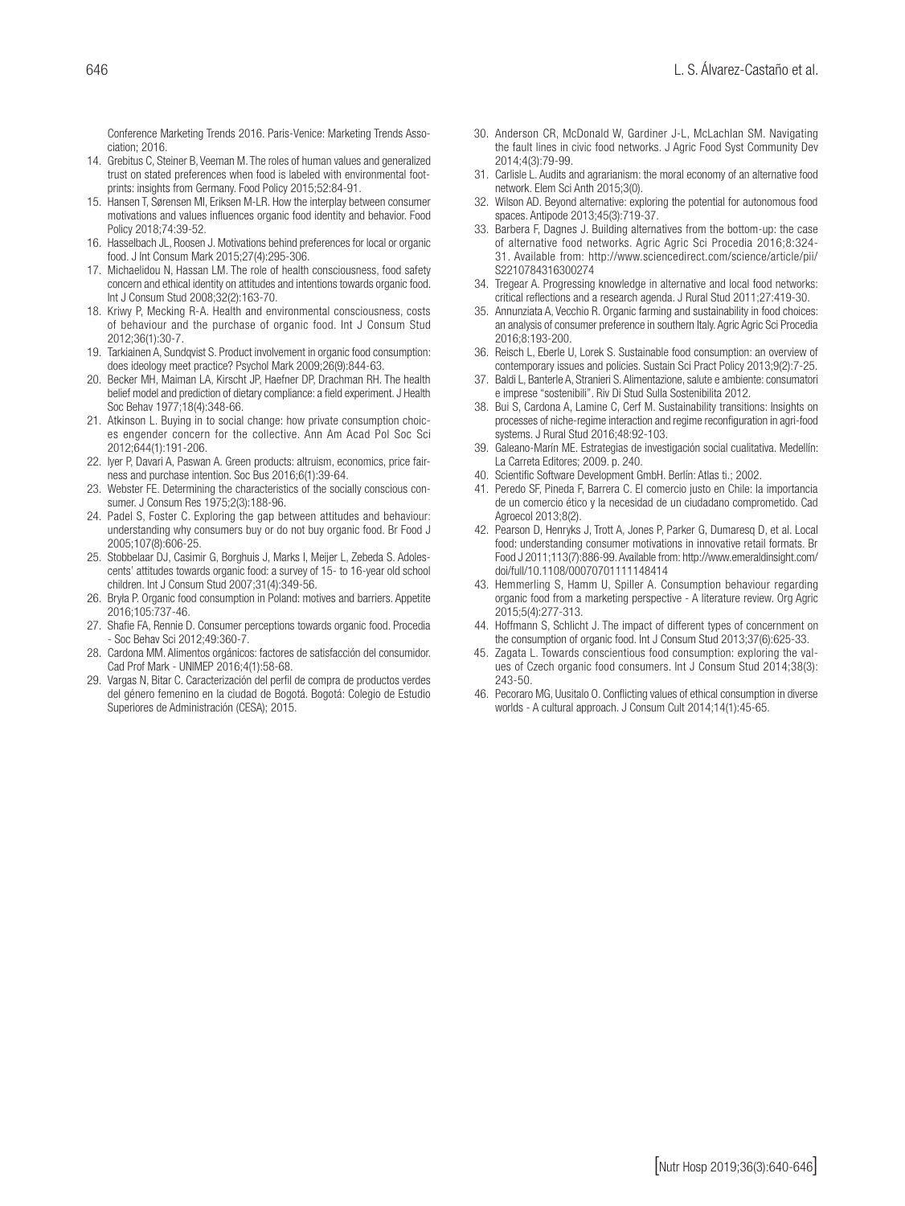Conference Marketing Trends 2016. Paris-Venice: Marketing Trends Association; 2016.

14. Grebitus C, Steiner B, Veeman M. The roles of human values and generalized trust on stated preferences when food is labeled with environmental footprints: insights from Germany. Food Policy 2015;52:84-91.
15. Hansen T, Sørensen MI, Eriksen M-LR. How the interplay between consumer motivations and values influences organic food identity and behavior. Food Policy 2018;74:39-52.
16. Hasselbach JL, Roosen J. Motivations behind preferences for local or organic food. J Int Consum Mark 2015;27(4):295-306.
17. Michaelidou N, Hassan LM. The role of health consciousness, food safety concern and ethical identity on attitudes and intentions towards organic food. Int J Consum Stud 2008;32(2):163-70.
18. Kriwy P, Mecking R-A. Health and environmental consciousness, costs of behaviour and the purchase of organic food. Int J Consum Stud 2012;36(1):30-7.
19. Tarkiainen A, Sundqvist S. Product involvement in organic food consumption: does ideology meet practice? Psychol Mark 2009;26(9):844-63.
20. Becker MH, Maiman LA, Kirscht JP, Haefner DP, Drachman RH. The health belief model and prediction of dietary compliance: a field experiment. J Health Soc Behav 1977;18(4):348-66.
21. Atkinson L. Buying in to social change: how private consumption choices engender concern for the collective. Ann Am Acad Pol Soc Sci 2012;644(1):191-206.
22. Iyer P, Davari A, Paswan A. Green products: altruism, economics, price fairness and purchase intention. Soc Bus 2016;6(1):39-64.
23. Webster FE. Determining the characteristics of the socially conscious consumer. J Consum Res 1975;2(3):188-96.
24. Padel S, Foster C. Exploring the gap between attitudes and behaviour: understanding why consumers buy or do not buy organic food. Br Food J 2005;107(8):606-25.
25. Stobbelaar DJ, Casimir G, Borghuis J, Marks I, Meijer L, Zebeda S. Adolescents' attitudes towards organic food: a survey of 15- to 16-year old school children. Int J Consum Stud 2007;31(4):349-56.
26. Bryła P. Organic food consumption in Poland: motives and barriers. Appetite 2016;105:737-46.
27. Shafie FA, Rennie D. Consumer perceptions towards organic food. Procedia - Soc Behav Sci 2012;49:360-7.
28. Cardona MM. Alimentos orgánicos: factores de satisfacción del consumidor. Cad Prof Mark - UNIMEP 2016;4(1):58-68.
29. Vargas N, Bitar C. Caracterización del perfil de compra de productos verdes del género femenino en la ciudad de Bogotá. Bogotá: Colegio de Estudio Superiores de Administración (CESA); 2015.
30. Anderson CR, McDonald W, Gardiner J-L, McLachlan SM. Navigating the fault lines in civic food networks. J Agric Food Syst Community Dev 2014;4(3):79-99.
31. Carlisle L. Audits and agrarianism: the moral economy of an alternative food network. Elem Sci Anth 2015;3(0).
32. Wilson AD. Beyond alternative: exploring the potential for autonomous food spaces. Antipode 2013;45(3):719-37.
33. Barbera F, Dagnes J. Building alternatives from the bottom-up: the case of alternative food networks. Agric Agric Sci Procedia 2016;8:324-31. Available from: http://www.sciencedirect.com/science/article/pii/S2210784316300274
34. Tregear A. Progressing knowledge in alternative and local food networks: critical reflections and a research agenda. J Rural Stud 2011;27:419-30.
35. Annunziata A, Vecchio R. Organic farming and sustainability in food choices: an analysis of consumer preference in southern Italy. Agric Agric Sci Procedia 2016;8:193-200.
36. Reisch L, Eberle U, Lorek S. Sustainable food consumption: an overview of contemporary issues and policies. Sustain Sci Pract Policy 2013;9(2):7-25.
37. Baldi L, Banterle A, Stranieri S. Alimentazione, salute e ambiente: consumatori e imprese "sostenibili". Riv Di Stud Sulla Sostenibilita 2012.
38. Bui S, Cardona A, Lamine C, Cerf M. Sustainability transitions: Insights on processes of niche-regime interaction and regime reconfiguration in agri-food systems. J Rural Stud 2016;48:92-103.
39. Galeano-Marín ME. Estrategias de investigación social cualitativa. Medellín: La Carreta Editores; 2009. p. 240.
40. Scientific Software Development GmbH. Berlín: Atlas ti.; 2002.
41. Peredo SF, Pineda F, Barrera C. El comercio justo en Chile: la importancia de un comercio ético y la necesidad de un ciudadano comprometido. Cad Agroecol 2013;8(2).
42. Pearson D, Henryks J, Trott A, Jones P, Parker G, Dumaresq D, et al. Local food: understanding consumer motivations in innovative retail formats. Br Food J 2011;113(7):886-99. Available from: http://www.emeraldinsight.com/doi/full/10.1108/00070701111148414
43. Hemmerling S, Hamm U, Spiller A. Consumption behaviour regarding organic food from a marketing perspective - A literature review. Org Agric 2015;5(4):277-313.
44. Hoffmann S, Schlicht J. The impact of different types of concernment on the consumption of organic food. Int J Consum Stud 2013;37(6):625-33.
45. Zagata L. Towards conscientious food consumption: exploring the values of Czech organic food consumers. Int J Consum Stud 2014;38(3):243-50.
46. Pecoraro MG, Uusitalo O. Conflicting values of ethical consumption in diverse worlds - A cultural approach. J Consum Cult 2014;14(1):45-65.